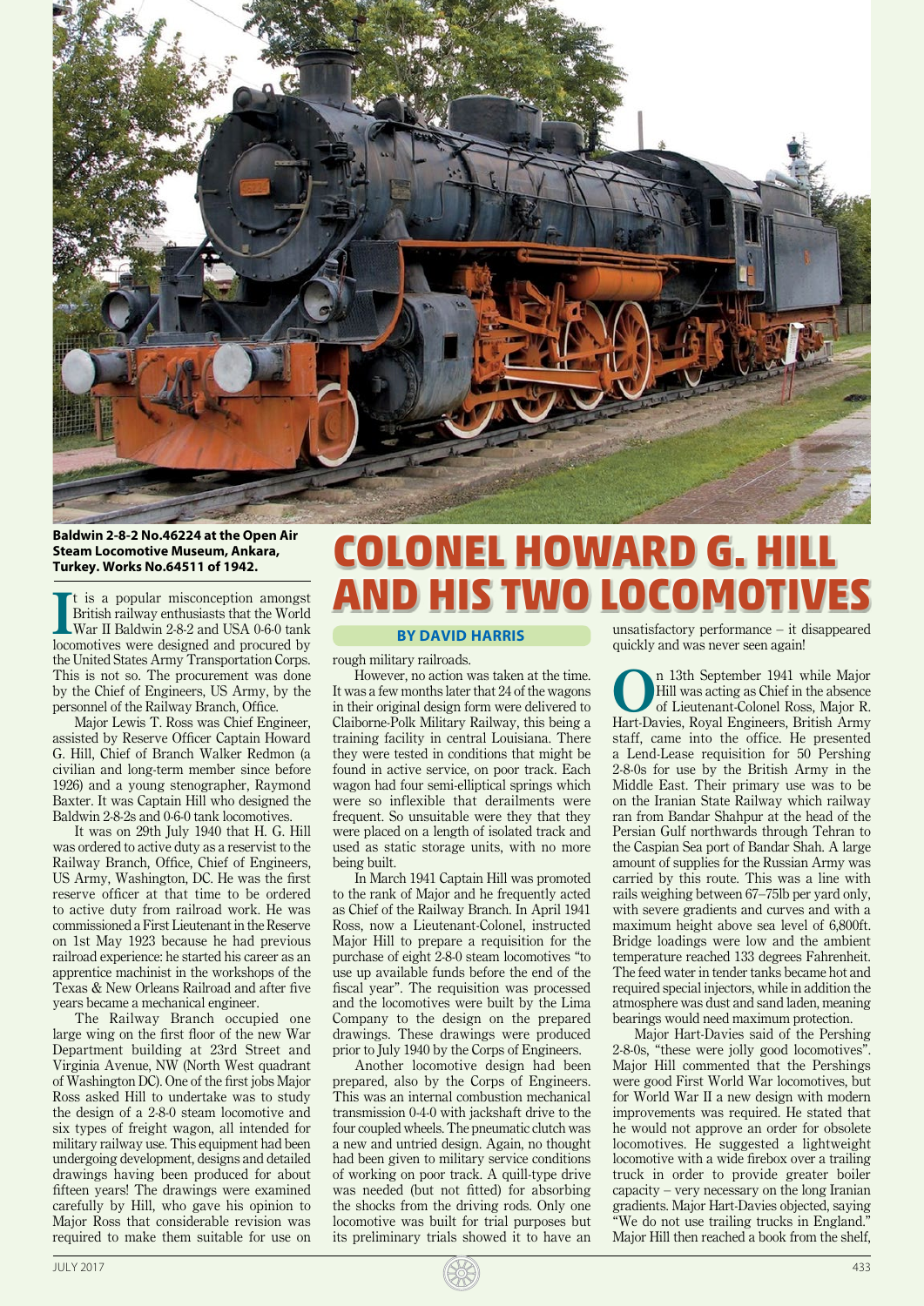Baldwin 2-8-2 No.46224 at the Open Air Steam Locomotive Museum, Ankara, Turkey. Works No.64511 of 1942.

# COLONEL HOWARD G. HILL AND HIS TWO LOCOMOTIVES

**BY DAVID HARRIS**

It is a popular misconception amongst British railway enthusiasts that the World War II Baldwin 2-8-2 and USA 0-6-0 tank locomotives were designed and procured by the United States Army Transportation Corps. This is not so. The procurement was done by the Chief of Engineers, US Army, by the personnel of the Railway Branch, Office.

Major Lewis T. Ross was Chief Engineer, assisted by Reserve Officer Captain Howard G. Hill, Chief of Branch Walker Redmon (a civilian and long-term member since before 1926) and a young stenographer, Raymond Baxter. It was Captain Hill who designed the Baldwin 2-8-2s and 0-6-0 tank locomotives.

It was on 29th July 1940 that H. G. Hill was ordered to active duty as a reservist to the Railway Branch, Office, Chief of Engineers, US Army, Washington, DC. He was the first reserve officer at that time to be ordered to active duty from railroad work. He was commissioned a First Lieutenant in the Reserve on 1st May 1923 because he had previous railroad experience: he started his career as an apprentice machinist in the workshops of the Texas & New Orleans Railroad and after five years became a mechanical engineer.

The Railway Branch occupied one large wing on the first floor of the new War Department building at 23rd Street and Virginia Avenue, NW (North West quadrant of Washington DC). One of the first jobs Major Ross asked Hill to undertake was to study the design of a 2-8-0 steam locomotive and six types of freight wagon, all intended for military railway use. This equipment had been undergoing development, designs and detailed drawings having been produced for about fifteen years! The drawings were examined carefully by Hill, who gave his opinion to Major Ross that considerable revision was required to make them suitable for use on rough military railroads.

However, no action was taken at the time. It was a few months later that 24 of the wagons in their original design form were delivered to Claiborne-Polk Military Railway, this being a training facility in central Louisiana. There they were tested in conditions that might be found in active service, on poor track. Each wagon had four semi-elliptical springs which were so inflexible that derailments were frequent. So unsuitable were they that they were placed on a length of isolated track and used as static storage units, with no more being built.

In March 1941 Captain Hill was promoted to the rank of Major and he frequently acted as Chief of the Railway Branch. In April 1941 Ross, now a Lieutenant-Colonel, instructed Major Hill to prepare a requisition for the purchase of eight 2-8-0 steam locomotives "to use up available funds before the end of the fiscal year". The requisition was processed and the locomotives were built by the Lima Company to the design on the prepared drawings. These drawings were produced prior to July 1940 by the Corps of Engineers.

Another locomotive design had been prepared, also by the Corps of Engineers. This was an internal combustion mechanical transmission 0-4-0 with jackshaft drive to the four coupled wheels. The pneumatic clutch was a new and untried design. Again, no thought had been given to military service conditions of working on poor track. A quill-type drive was needed (but not fitted) for absorbing the shocks from the driving rods. Only one locomotive was built for trial purposes but its preliminary trials showed it to have an unsatisfactory performance – it disappeared quickly and was never seen again!

On 13th September 1941 while Major Hill was acting as Chief in the absence of Lieutenant-Colonel Ross, Major R. Hart-Davies, Royal Engineers, British Army staff, came into the office. He presented a Lend-Lease requisition for 50 Pershing 2-8-0s for use by the British Army in the Middle East. Their primary use was to be on the Iranian State Railway which railway ran from Bandar Shahpur at the head of the Persian Gulf northwards through Tehran to the Caspian Sea port of Bandar Shah. A large amount of supplies for the Russian Army was carried by this route. This was a line with rails weighing between 67–75lb per yard only, with severe gradients and curves and with a maximum height above sea level of 6,800ft. Bridge loadings were low and the ambient temperature reached 133 degrees Fahrenheit. The feed water in tender tanks became hot and required special injectors, while in addition the atmosphere was dust and sand laden, meaning bearings would need maximum protection.

Major Hart-Davies said of the Pershing 2-8-0s, "these were jolly good locomotives". Major Hill commented that the Pershings were good First World War locomotives, but for World War II a new design with modern improvements was required. He stated that he would not approve an order for obsolete locomotives. He suggested a lightweight locomotive with a wide firebox over a trailing truck in order to provide greater boiler capacity – very necessary on the long Iranian gradients. Major Hart-Davies objected, saying "We do not use trailing trucks in England." Major Hill then reached a book from the shelf,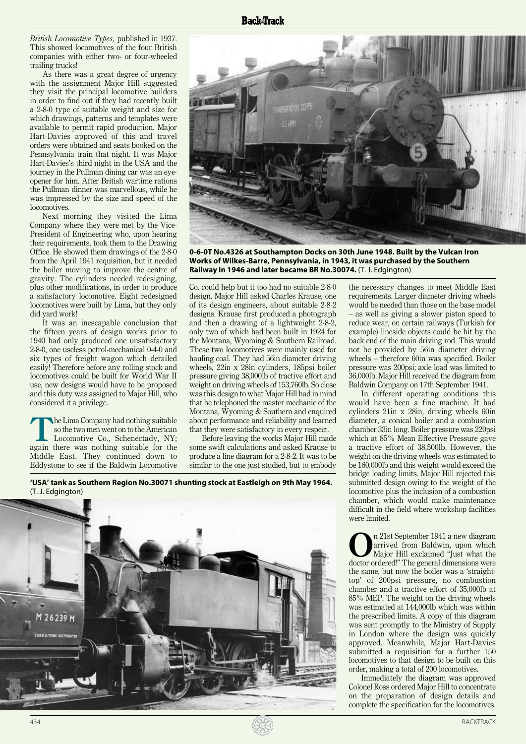*British Locomotive Types,* published in 1937. This showed locomotives of the four British companies with either two- or four-wheeled trailing trucks!

As there was a great degree of urgency with the assignment Major Hill suggested they visit the principal locomotive builders in order to find out if they had recently built a 2-8-0 type of suitable weight and size for which drawings, patterns and templates were available to permit rapid production. Major Hart-Davies approved of this and travel orders were obtained and seats booked on the Pennsylvania train that night. It was Major Hart-Davies's third night in the USA and the journey in the Pullman dining car was an eye-opener for him. After British wartime rations the Pullman dinner was marvellous, while he was impressed by the size and speed of the locomotives.

Next morning they visited the Lima Company where they were met by the Vice-President of Engineering who, upon hearing their requirements, took them to the Drawing Office. He showed them drawings of the 2-8-0 from the April 1941 requisition, but it needed the boiler moving to improve the centre of gravity. The cylinders needed redesigning, plus other modifications, in order to produce a satisfactory locomotive. Eight redesigned locomotives were built by Lima, but they only did yard work!

It was an inescapable conclusion that the fifteen years of design works prior to 1940 had only produced one unsatisfactory 2-8-0, one useless petrol-mechanical 0-4-0 and six types of freight wagon which derailed easily! Therefore before any rolling stock and locomotives could be built for World War II use, new designs would have to be proposed and this duty was assigned to Major Hill, who considered it a privilege.

The Lima Company had nothing suitable so the two men went on to the American Locomotive Co., Schenectady, NY; again there was nothing suitable for the Middle East. They continued down to Eddystone to see if the Baldwin Locomotive Co. could help but it too had no suitable 2-8-0 design. Major Hill asked Charles Krause, one of its design engineers, about suitable 2-8-2 designs. Krause first produced a photograph and then a drawing of a lightweight 2-8-2, only two of which had been built in 1924 for the Montana, Wyoming & Southern Railroad. These two locomotives were mainly used for hauling coal. They had 56in diameter driving wheels, 22in x 28in cylinders, 185psi boiler pressure giving 38,000lb of tractive effort and weight on driving wheels of 153,760lb. So close was this design to what Major Hill had in mind that he telephoned the master mechanic of the Montana, Wyoming & Southern and enquired about performance and reliability and learned that they were satisfactory in every respect.

Before leaving the works Major Hill made some swift calculations and asked Krause to produce a line diagram for a 2-8-2. It was to be similar to the one just studied, but to embody the necessary changes to meet Middle East requirements. Larger diameter driving wheels would be needed than those on the base model – as well as giving a slower piston speed to reduce wear, on certain railways (Turkish for example) lineside objects could be hit by the back end of the main driving rod. This would not be provided by 56in diameter driving wheels – therefore 60in was specified. Boiler pressure was 200psi; axle load was limited to 36,000lb. Major Hill received the diagram from Baldwin Company on 17th September 1941.

In different operating conditions this would have been a fine machine. It had cylinders 21in x 28in, driving wheels 60in diameter, a conical boiler and a combustion chamber 33in long. Boiler pressure was 220psi which at 85% Mean Effective Pressure gave a tractive effort of 38,500lb. However, the weight on the driving wheels was estimated to be 160,000lb and this weight would exceed the bridge loading limits. Major Hill rejected this submitted design owing to the weight of the locomotive plus the inclusion of a combustion chamber, which would make maintenance difficult in the field where workshop facilities were limited.

On 21st September 1941 a new diagram arrived from Baldwin, upon which Major Hill exclaimed "Just what the doctor ordered!" The general dimensions were the same, but now the boiler was a 'straight-top' of 200psi pressure, no combustion chamber and a tractive effort of 35,000lb at 85% MEP. The weight on the driving wheels was estimated at 144,000lb which was within the prescribed limits. A copy of this diagram was sent promptly to the Ministry of Supply in London where the design was quickly approved. Meanwhile, Major Hart-Davies submitted a requisition for a further 150 locomotives to that design to be built on this order, making a total of 200 locomotives.

Immediately the diagram was approved Colonel Ross ordered Major Hill to concentrate on the preparation of design details and complete the specification for the locomotives.

**0-6-0T No.4326 at Southampton Docks on 30th June 1948. Built by the Vulcan Iron Works of Wilkes-Barre, Pennsylvania, in 1943, it was purchased by the Southern Railway in 1946 and later became BR No.30074.** (T. J. Edgington)

**'USA' tank as Southern Region No.30071 shunting stock at Eastleigh on 9th May 1964.** (T. J. Edgington)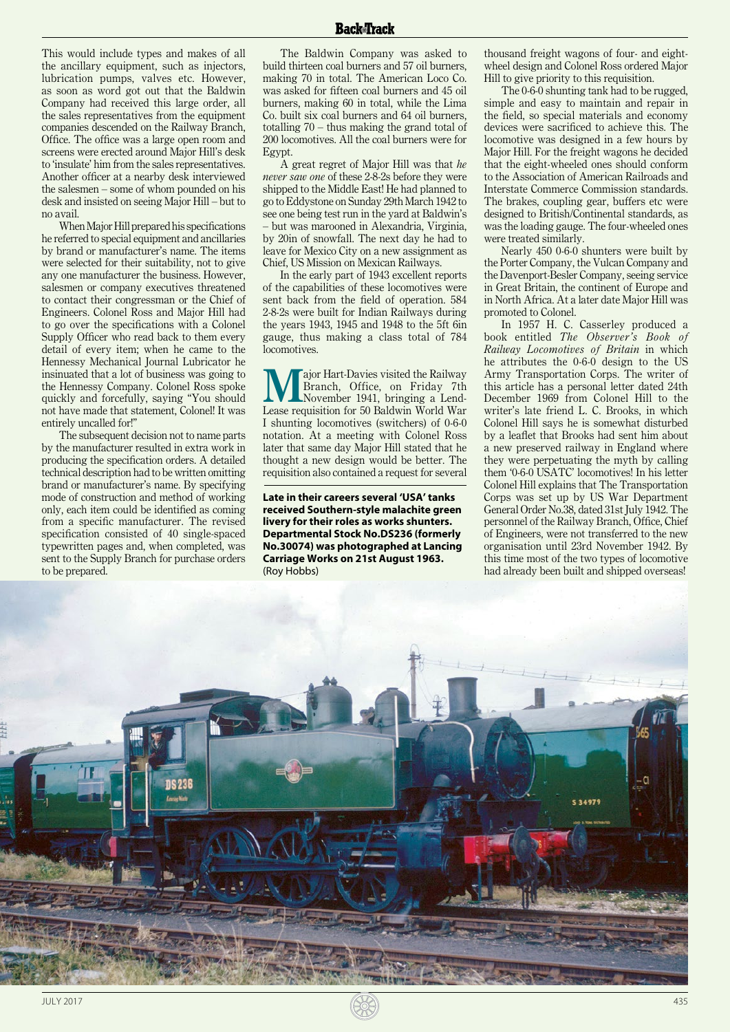This would include types and makes of all the ancillary equipment, such as injectors, lubrication pumps, valves etc. However, as soon as word got out that the Baldwin Company had received this large order, all the sales representatives from the equipment companies descended on the Railway Branch, Office. The office was a large open room and screens were erected around Major Hill's desk to 'insulate' him from the sales representatives. Another officer at a nearby desk interviewed the salesmen – some of whom pounded on his desk and insisted on seeing Major Hill – but to no avail.

When Major Hill prepared his specifications he referred to special equipment and ancillaries by brand or manufacturer's name. The items were selected for their suitability, not to give any one manufacturer the business. However, salesmen or company executives threatened to contact their congressman or the Chief of Engineers. Colonel Ross and Major Hill had to go over the specifications with a Colonel Supply Officer who read back to them every detail of every item; when he came to the Hennessy Mechanical Journal Lubricator he insinuated that a lot of business was going to the Hennessy Company. Colonel Ross spoke quickly and forcefully, saying "You should not have made that statement, Colonel! It was entirely uncalled for!"

The subsequent decision not to name parts by the manufacturer resulted in extra work in producing the specification orders. A detailed technical description had to be written omitting brand or manufacturer's name. By specifying mode of construction and method of working only, each item could be identified as coming from a specific manufacturer. The revised specification consisted of 40 single-spaced typewritten pages and, when completed, was sent to the Supply Branch for purchase orders to be prepared.

The Baldwin Company was asked to build thirteen coal burners and 57 oil burners, making 70 in total. The American Loco Co. was asked for fifteen coal burners and 45 oil burners, making 60 in total, while the Lima Co. built six coal burners and 64 oil burners, totalling 70 – thus making the grand total of 200 locomotives. All the coal burners were for Egypt.

A great regret of Major Hill was that *he never saw one* of these 2-8-2s before they were shipped to the Middle East! He had planned to go to Eddystone on Sunday 29th March 1942 to see one being test run in the yard at Baldwin's – but was marooned in Alexandria, Virginia, by 20in of snowfall. The next day he had to leave for Mexico City on a new assignment as Chief, US Mission on Mexican Railways.

In the early part of 1943 excellent reports of the capabilities of these locomotives were sent back from the field of operation. 584 2-8-2s were built for Indian Railways during the years 1943, 1945 and 1948 to the 5ft 6in gauge, thus making a class total of 784 locomotives.

Major Hart-Davies visited the Railway Branch, Office, on Friday 7th November 1941, bringing a Lend-Lease requisition for 50 Baldwin World War I shunting locomotives (switchers) of 0-6-0 notation. At a meeting with Colonel Ross later that same day Major Hill stated that he thought a new design would be better. The requisition also contained a request for several thousand freight wagons of four- and eight-wheel design and Colonel Ross ordered Major Hill to give priority to this requisition.

**Late in their careers several 'USA' tanks received Southern-style malachite green livery for their roles as works shunters. Departmental Stock No.DS236 (formerly No.30074) was photographed at Lancing Carriage Works on 21st August 1963.** (Roy Hobbs)

The 0-6-0 shunting tank had to be rugged, simple and easy to maintain and repair in the field, so special materials and economy devices were sacrificed to achieve this. The locomotive was designed in a few hours by Major Hill. For the freight wagons he decided that the eight-wheeled ones should conform to the Association of American Railroads and Interstate Commerce Commission standards. The brakes, coupling gear, buffers etc were designed to British/Continental standards, as was the loading gauge. The four-wheeled ones were treated similarly.

Nearly 450 0-6-0 shunters were built by the Porter Company, the Vulcan Company and the Davenport-Besler Company, seeing service in Great Britain, the continent of Europe and in North Africa. At a later date Major Hill was promoted to Colonel.

In 1957 H. C. Casserley produced a book entitled *The Observer's Book of Railway Locomotives of Britain* in which he attributes the 0-6-0 design to the US Army Transportation Corps. The writer of this article has a personal letter dated 24th December 1969 from Colonel Hill to the writer's late friend L. C. Brooks, in which Colonel Hill says he is somewhat disturbed by a leaflet that Brooks had sent him about a new preserved railway in England where they were perpetuating the myth by calling them '0-6-0 USATC' locomotives! In his letter Colonel Hill explains that The Transportation Corps was set up by US War Department General Order No.38, dated 31st July 1942. The personnel of the Railway Branch, Office, Chief of Engineers, were not transferred to the new organisation until 23rd November 1942. By this time most of the two types of locomotive had already been built and shipped overseas!